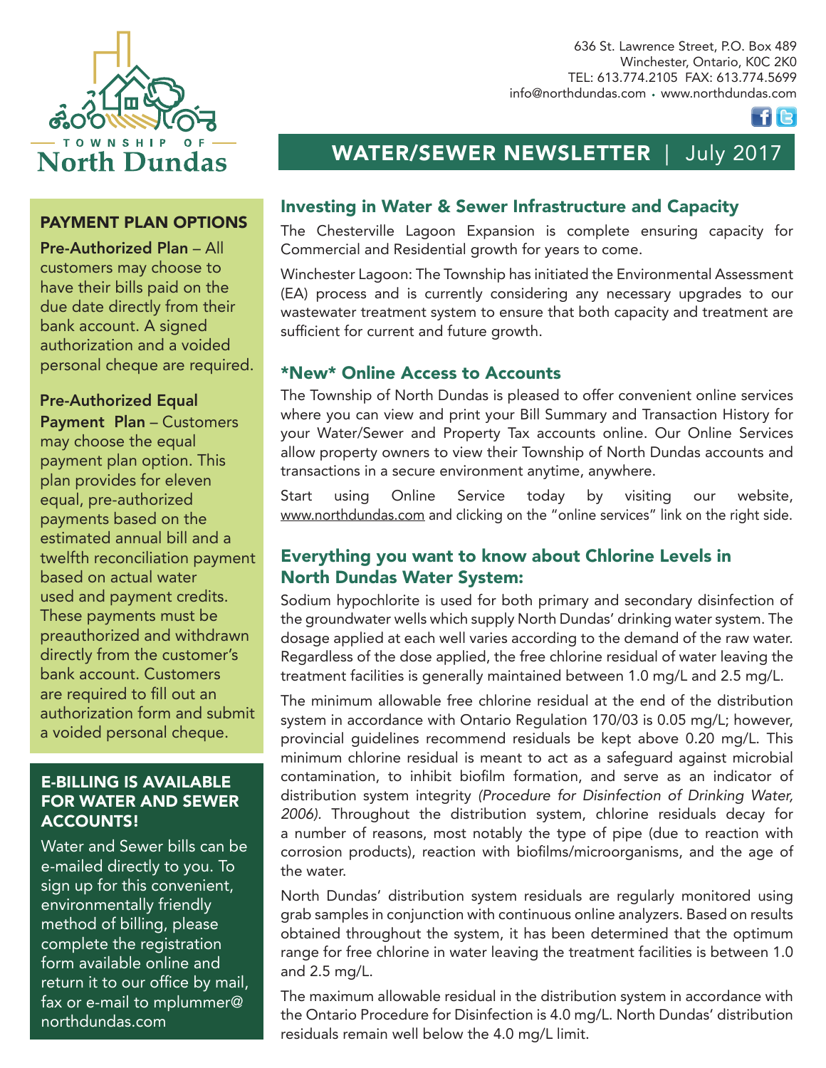Township of North Dundas

636 St. Lawrence Street, P.O. Box 489
Winchester, Ontario, K0C 2K0
TEL: 613.774.2105 FAX: 613.774.5699
info@northdundas.com • www.northdundas.com

# WATER/SEWER NEWSLETTER | July 2017

## Investing in Water & Sewer Infrastructure and Capacity

The Chesterville Lagoon Expansion is complete ensuring capacity for Commercial and Residential growth for years to come.

Winchester Lagoon: The Township has initiated the Environmental Assessment (EA) process and is currently considering any necessary upgrades to our wastewater treatment system to ensure that both capacity and treatment are sufficient for current and future growth.

## *New* Online Access to Accounts

The Township of North Dundas is pleased to offer convenient online services where you can view and print your Bill Summary and Transaction History for your Water/Sewer and Property Tax accounts online. Our Online Services allow property owners to view their Township of North Dundas accounts and transactions in a secure environment anytime, anywhere.

Start using Online Service today by visiting our website, www.northdundas.com and clicking on the "online services" link on the right side.

## Everything you want to know about Chlorine Levels in North Dundas Water System:

Sodium hypochlorite is used for both primary and secondary disinfection of the groundwater wells which supply North Dundas' drinking water system. The dosage applied at each well varies according to the demand of the raw water. Regardless of the dose applied, the free chlorine residual of water leaving the treatment facilities is generally maintained between 1.0 mg/L and 2.5 mg/L.

The minimum allowable free chlorine residual at the end of the distribution system in accordance with Ontario Regulation 170/03 is 0.05 mg/L; however, provincial guidelines recommend residuals be kept above 0.20 mg/L. This minimum chlorine residual is meant to act as a safeguard against microbial contamination, to inhibit biofilm formation, and serve as an indicator of distribution system integrity *(Procedure for Disinfection of Drinking Water, 2006)*. Throughout the distribution system, chlorine residuals decay for a number of reasons, most notably the type of pipe (due to reaction with corrosion products), reaction with biofilms/microorganisms, and the age of the water.

North Dundas' distribution system residuals are regularly monitored using grab samples in conjunction with continuous online analyzers. Based on results obtained throughout the system, it has been determined that the optimum range for free chlorine in water leaving the treatment facilities is between 1.0 and 2.5 mg/L.

The maximum allowable residual in the distribution system in accordance with the Ontario Procedure for Disinfection is 4.0 mg/L. North Dundas' distribution residuals remain well below the 4.0 mg/L limit.

## PAYMENT PLAN OPTIONS

**Pre-Authorized Plan** – All customers may choose to have their bills paid on the due date directly from their bank account. A signed authorization and a voided personal cheque are required.

**Pre-Authorized Equal Payment Plan** – Customers may choose the equal payment plan option. This plan provides for eleven equal, pre-authorized payments based on the estimated annual bill and a twelfth reconciliation payment based on actual water used and payment credits. These payments must be preauthorized and withdrawn directly from the customer's bank account. Customers are required to fill out an authorization form and submit a voided personal cheque.

## E-BILLING IS AVAILABLE FOR WATER AND SEWER ACCOUNTS!

Water and Sewer bills can be e-mailed directly to you. To sign up for this convenient, environmentally friendly method of billing, please complete the registration form available online and return it to our office by mail, fax or e-mail to mplummer@northdundas.com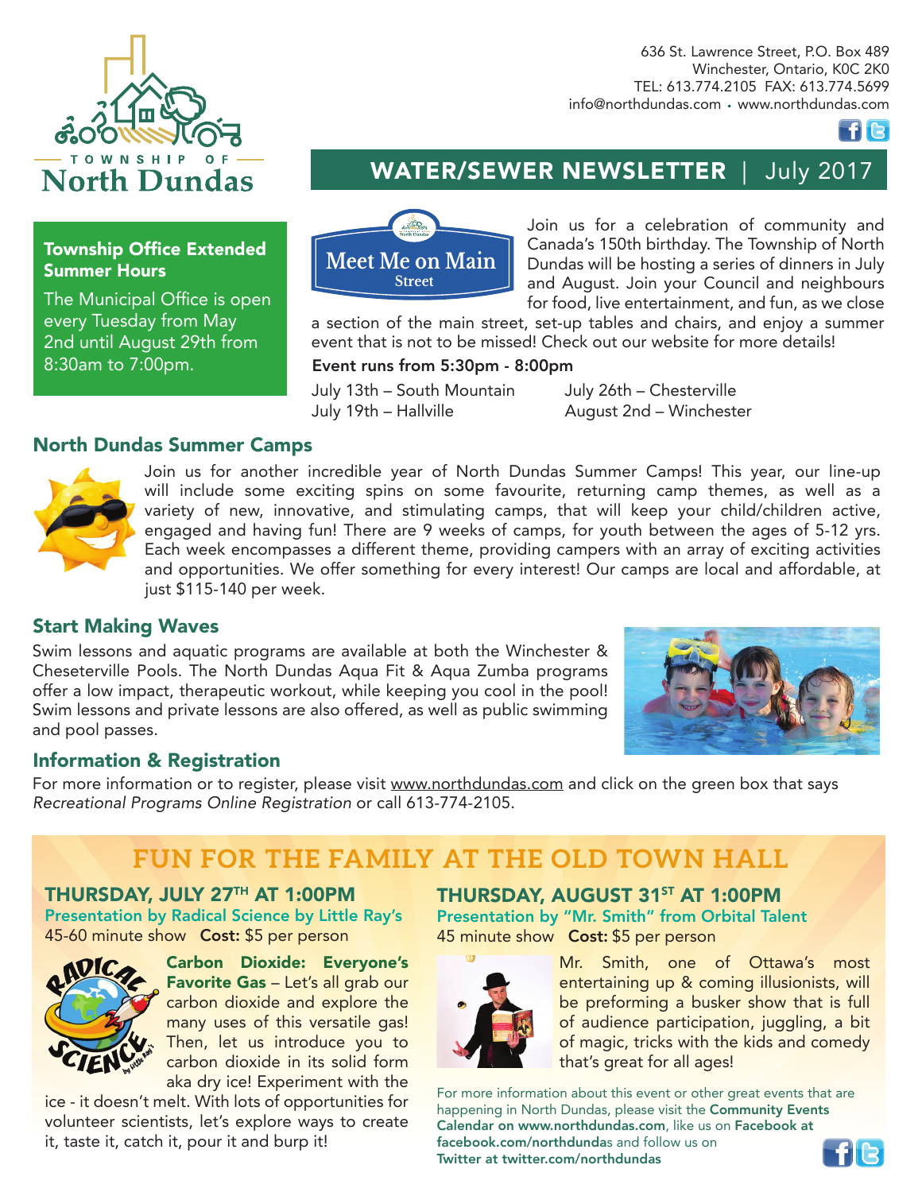636 St. Lawrence Street, P.O. Box 489
Winchester, Ontario, K0C 2K0
TEL: 613.774.2105 FAX: 613.774.5699
info@northdundas.com • www.northdundas.com

TOWNSHIP OF North Dundas

# WATER/SEWER NEWSLETTER | July 2017

### Township Office Extended Summer Hours

The Municipal Office is open every Tuesday from May 2nd until August 29th from 8:30am to 7:00pm.

## Meet Me on Main Street

Join us for a celebration of community and Canada's 150th birthday. The Township of North Dundas will be hosting a series of dinners in July and August. Join your Council and neighbours for food, live entertainment, and fun, as we close a section of the main street, set-up tables and chairs, and enjoy a summer event that is not to be missed! Check out our website for more details!

**Event runs from 5:30pm - 8:00pm**

July 13th – South Mountain
July 19th – Hallville
July 26th – Chesterville
August 2nd – Winchester

## North Dundas Summer Camps

Join us for another incredible year of North Dundas Summer Camps! This year, our line-up will include some exciting spins on some favourite, returning camp themes, as well as a variety of new, innovative, and stimulating camps, that will keep your child/children active, engaged and having fun! There are 9 weeks of camps, for youth between the ages of 5-12 yrs. Each week encompasses a different theme, providing campers with an array of exciting activities and opportunities. We offer something for every interest! Our camps are local and affordable, at just $115-140 per week.

## Start Making Waves

Swim lessons and aquatic programs are available at both the Winchester & Cheseterville Pools. The North Dundas Aqua Fit & Aqua Zumba programs offer a low impact, therapeutic workout, while keeping you cool in the pool! Swim lessons and private lessons are also offered, as well as public swimming and pool passes.

## Information & Registration

For more information or to register, please visit www.northdundas.com and click on the green box that says *Recreational Programs Online Registration* or call 613-774-2105.

## FUN FOR THE FAMILY AT THE OLD TOWN HALL

### THURSDAY, JULY 27TH AT 1:00PM

**Presentation by Radical Science by Little Ray's**

45-60 minute show **Cost:** $5 per person

**Carbon Dioxide: Everyone's Favorite Gas** – Let's all grab our carbon dioxide and explore the many uses of this versatile gas! Then, let us introduce you to carbon dioxide in its solid form aka dry ice! Experiment with the ice - it doesn't melt. With lots of opportunities for volunteer scientists, let's explore ways to create it, taste it, catch it, pour it and burp it!

### THURSDAY, AUGUST 31ST AT 1:00PM

**Presentation by "Mr. Smith" from Orbital Talent**

45 minute show **Cost:** $5 per person

Mr. Smith, one of Ottawa's most entertaining up & coming illusionists, will be preforming a busker show that is full of audience participation, juggling, a bit of magic, tricks with the kids and comedy that's great for all ages!

For more information about this event or other great events that are happening in North Dundas, please visit the **Community Events Calendar on www.northdundas.com**, like us on **Facebook at facebook.com/northdundas** and follow us on **Twitter at twitter.com/northdundas**